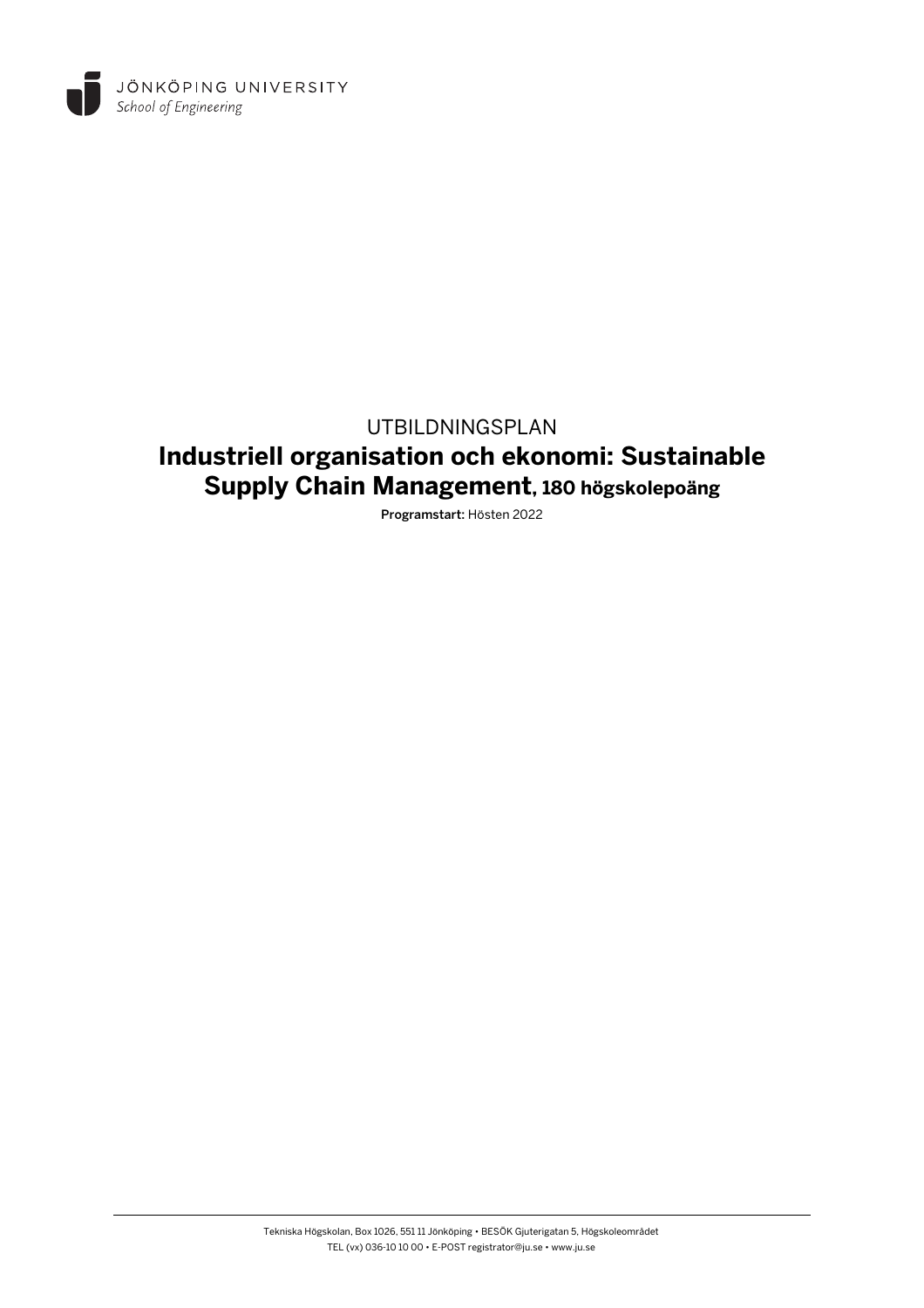JÖNKÖPING UNIVERSITY
*School of Engineering*

UTBILDNINGSPLAN

# Industriell organisation och ekonomi: Sustainable Supply Chain Management, 180 högskolepoäng

**Programstart:** Hösten 2022

Tekniska Högskolan, Box 1026, 551 11 Jönköping • BESÖK Gjuterigatan 5, Högskoleområdet
TEL (vx) 036-10 10 00 • E-POST registrator@ju.se • www.ju.se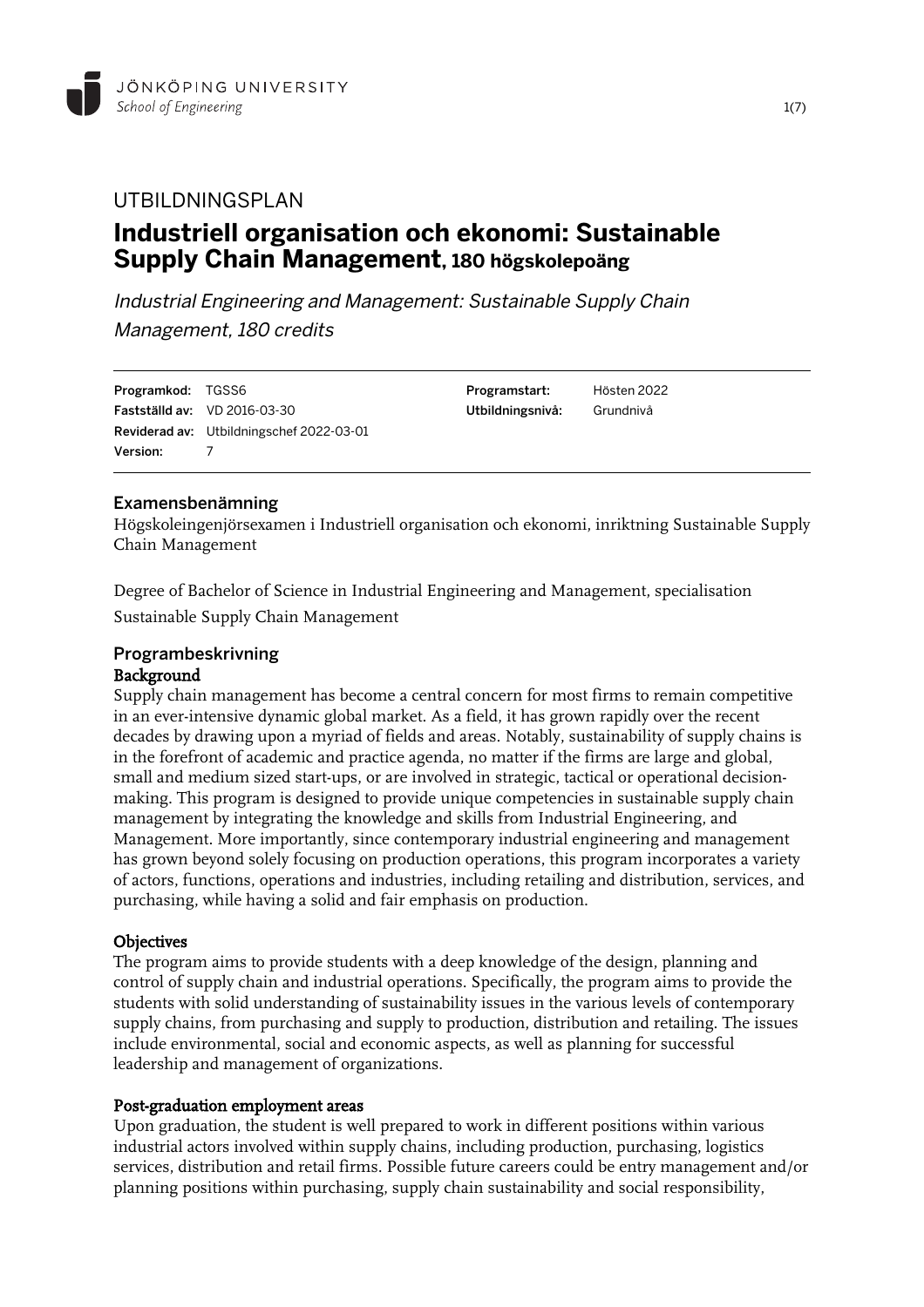# UTBILDNINGSPLAN

## Industriell organisation och ekonomi: Sustainable Supply Chain Management, 180 högskolepoäng

*Industrial Engineering and Management: Sustainable Supply Chain Management, 180 credits*

| | | | |
|---|---|---|---|
| **Programkod:** | TGSS6 | **Programstart:** | Hösten 2022 |
| **Fastställd av:** | VD 2016-03-30 | **Utbildningsnivå:** | Grundnivå |
| **Reviderad av:** | Utbildningschef 2022-03-01 | | |
| **Version:** | 7 | | |

### Examensbenämning

Högskoleingenjörsexamen i Industriell organisation och ekonomi, inriktning Sustainable Supply Chain Management

Degree of Bachelor of Science in Industrial Engineering and Management, specialisation Sustainable Supply Chain Management

### Programbeskrivning

**Background**

Supply chain management has become a central concern for most firms to remain competitive in an ever-intensive dynamic global market. As a field, it has grown rapidly over the recent decades by drawing upon a myriad of fields and areas. Notably, sustainability of supply chains is in the forefront of academic and practice agenda, no matter if the firms are large and global, small and medium sized start-ups, or are involved in strategic, tactical or operational decision-making. This program is designed to provide unique competencies in sustainable supply chain management by integrating the knowledge and skills from Industrial Engineering, and Management. More importantly, since contemporary industrial engineering and management has grown beyond solely focusing on production operations, this program incorporates a variety of actors, functions, operations and industries, including retailing and distribution, services, and purchasing, while having a solid and fair emphasis on production.

**Objectives**

The program aims to provide students with a deep knowledge of the design, planning and control of supply chain and industrial operations. Specifically, the program aims to provide the students with solid understanding of sustainability issues in the various levels of contemporary supply chains, from purchasing and supply to production, distribution and retailing. The issues include environmental, social and economic aspects, as well as planning for successful leadership and management of organizations.

**Post-graduation employment areas**

Upon graduation, the student is well prepared to work in different positions within various industrial actors involved within supply chains, including production, purchasing, logistics services, distribution and retail firms. Possible future careers could be entry management and/or planning positions within purchasing, supply chain sustainability and social responsibility,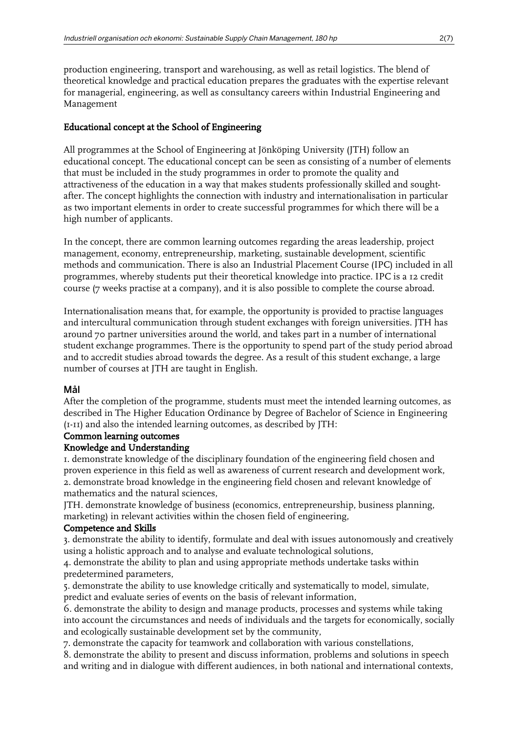production engineering, transport and warehousing, as well as retail logistics. The blend of theoretical knowledge and practical education prepares the graduates with the expertise relevant for managerial, engineering, as well as consultancy careers within Industrial Engineering and Management

### Educational concept at the School of Engineering

All programmes at the School of Engineering at Jönköping University (JTH) follow an educational concept. The educational concept can be seen as consisting of a number of elements that must be included in the study programmes in order to promote the quality and attractiveness of the education in a way that makes students professionally skilled and sought-after. The concept highlights the connection with industry and internationalisation in particular as two important elements in order to create successful programmes for which there will be a high number of applicants.

In the concept, there are common learning outcomes regarding the areas leadership, project management, economy, entrepreneurship, marketing, sustainable development, scientific methods and communication. There is also an Industrial Placement Course (IPC) included in all programmes, whereby students put their theoretical knowledge into practice. IPC is a 12 credit course (7 weeks practise at a company), and it is also possible to complete the course abroad.

Internationalisation means that, for example, the opportunity is provided to practise languages and intercultural communication through student exchanges with foreign universities. JTH has around 70 partner universities around the world, and takes part in a number of international student exchange programmes. There is the opportunity to spend part of the study period abroad and to accredit studies abroad towards the degree. As a result of this student exchange, a large number of courses at JTH are taught in English.

## Mål

After the completion of the programme, students must meet the intended learning outcomes, as described in The Higher Education Ordinance by Degree of Bachelor of Science in Engineering (1-11) and also the intended learning outcomes, as described by JTH:

### Common learning outcomes

### Knowledge and Understanding

1. demonstrate knowledge of the disciplinary foundation of the engineering field chosen and proven experience in this field as well as awareness of current research and development work,
2. demonstrate broad knowledge in the engineering field chosen and relevant knowledge of mathematics and the natural sciences,

JTH. demonstrate knowledge of business (economics, entrepreneurship, business planning, marketing) in relevant activities within the chosen field of engineering,

### Competence and Skills

3. demonstrate the ability to identify, formulate and deal with issues autonomously and creatively using a holistic approach and to analyse and evaluate technological solutions,
4. demonstrate the ability to plan and using appropriate methods undertake tasks within predetermined parameters,
5. demonstrate the ability to use knowledge critically and systematically to model, simulate, predict and evaluate series of events on the basis of relevant information,
6. demonstrate the ability to design and manage products, processes and systems while taking into account the circumstances and needs of individuals and the targets for economically, socially and ecologically sustainable development set by the community,
7. demonstrate the capacity for teamwork and collaboration with various constellations,
8. demonstrate the ability to present and discuss information, problems and solutions in speech and writing and in dialogue with different audiences, in both national and international contexts,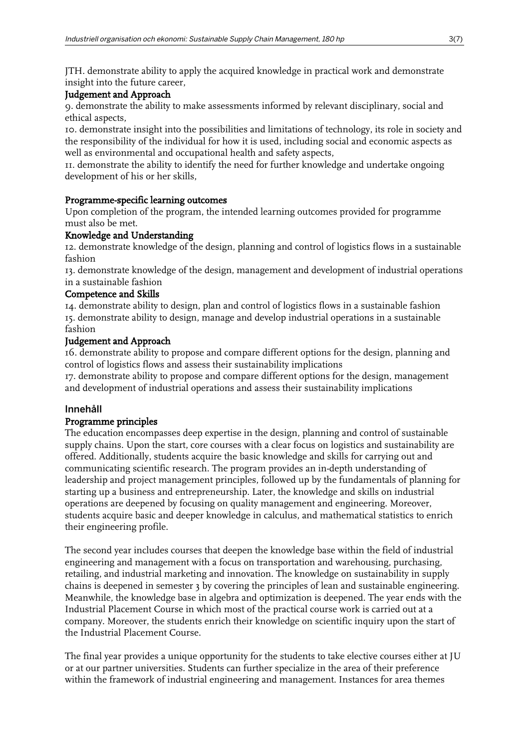JTH. demonstrate ability to apply the acquired knowledge in practical work and demonstrate insight into the future career,

### Judgement and Approach

9. demonstrate the ability to make assessments informed by relevant disciplinary, social and ethical aspects,

10. demonstrate insight into the possibilities and limitations of technology, its role in society and the responsibility of the individual for how it is used, including social and economic aspects as well as environmental and occupational health and safety aspects,

11. demonstrate the ability to identify the need for further knowledge and undertake ongoing development of his or her skills,

### Programme-specific learning outcomes

Upon completion of the program, the intended learning outcomes provided for programme must also be met.

### Knowledge and Understanding

12. demonstrate knowledge of the design, planning and control of logistics flows in a sustainable fashion

13. demonstrate knowledge of the design, management and development of industrial operations in a sustainable fashion

### Competence and Skills

14. demonstrate ability to design, plan and control of logistics flows in a sustainable fashion

15. demonstrate ability to design, manage and develop industrial operations in a sustainable fashion

### Judgement and Approach

16. demonstrate ability to propose and compare different options for the design, planning and control of logistics flows and assess their sustainability implications

17. demonstrate ability to propose and compare different options for the design, management and development of industrial operations and assess their sustainability implications

## Innehåll

### Programme principles

The education encompasses deep expertise in the design, planning and control of sustainable supply chains. Upon the start, core courses with a clear focus on logistics and sustainability are offered. Additionally, students acquire the basic knowledge and skills for carrying out and communicating scientific research. The program provides an in-depth understanding of leadership and project management principles, followed up by the fundamentals of planning for starting up a business and entrepreneurship. Later, the knowledge and skills on industrial operations are deepened by focusing on quality management and engineering. Moreover, students acquire basic and deeper knowledge in calculus, and mathematical statistics to enrich their engineering profile.

The second year includes courses that deepen the knowledge base within the field of industrial engineering and management with a focus on transportation and warehousing, purchasing, retailing, and industrial marketing and innovation. The knowledge on sustainability in supply chains is deepened in semester 3 by covering the principles of lean and sustainable engineering. Meanwhile, the knowledge base in algebra and optimization is deepened. The year ends with the Industrial Placement Course in which most of the practical course work is carried out at a company. Moreover, the students enrich their knowledge on scientific inquiry upon the start of the Industrial Placement Course.

The final year provides a unique opportunity for the students to take elective courses either at JU or at our partner universities. Students can further specialize in the area of their preference within the framework of industrial engineering and management. Instances for area themes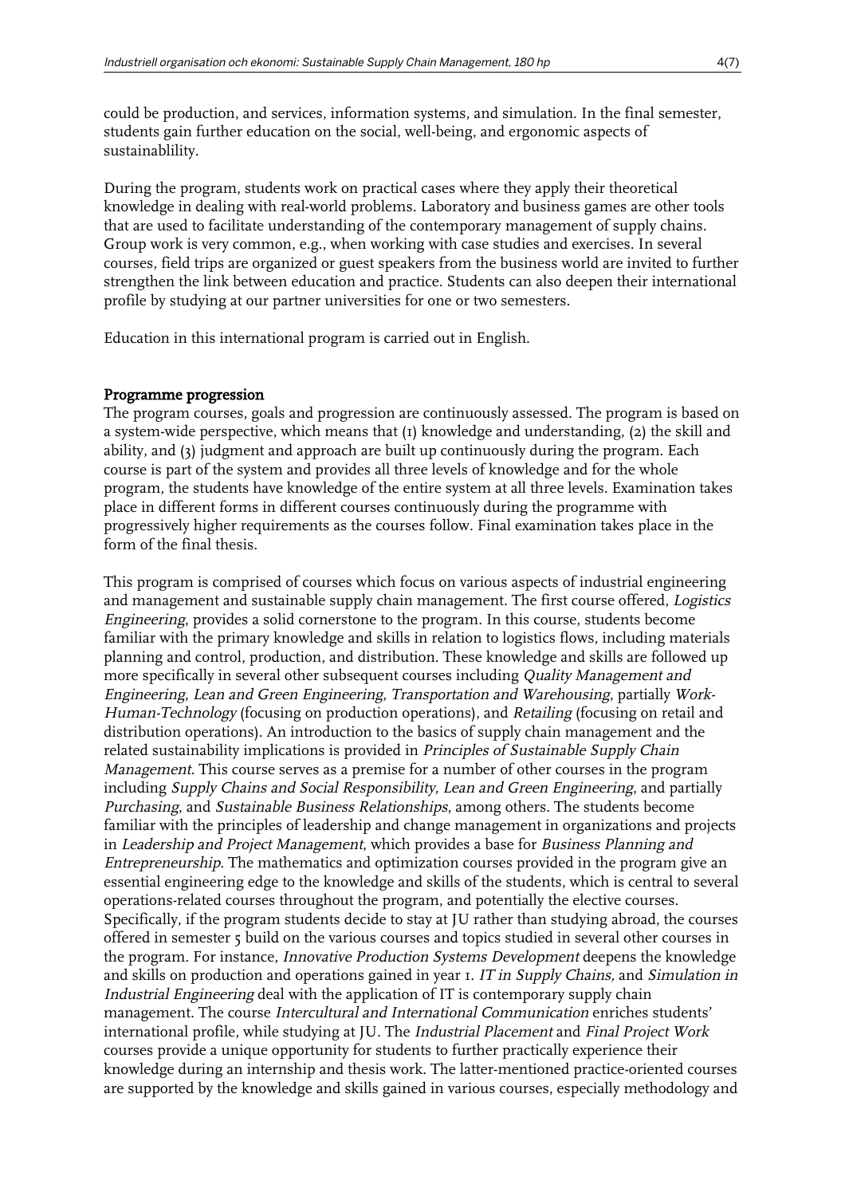could be production, and services, information systems, and simulation. In the final semester, students gain further education on the social, well-being, and ergonomic aspects of sustainablility.

During the program, students work on practical cases where they apply their theoretical knowledge in dealing with real-world problems. Laboratory and business games are other tools that are used to facilitate understanding of the contemporary management of supply chains. Group work is very common, e.g., when working with case studies and exercises. In several courses, field trips are organized or guest speakers from the business world are invited to further strengthen the link between education and practice. Students can also deepen their international profile by studying at our partner universities for one or two semesters.

Education in this international program is carried out in English.

**Programme progression**

The program courses, goals and progression are continuously assessed. The program is based on a system-wide perspective, which means that (1) knowledge and understanding, (2) the skill and ability, and (3) judgment and approach are built up continuously during the program. Each course is part of the system and provides all three levels of knowledge and for the whole program, the students have knowledge of the entire system at all three levels. Examination takes place in different forms in different courses continuously during the programme with progressively higher requirements as the courses follow. Final examination takes place in the form of the final thesis.

This program is comprised of courses which focus on various aspects of industrial engineering and management and sustainable supply chain management. The first course offered, *Logistics Engineering*, provides a solid cornerstone to the program. In this course, students become familiar with the primary knowledge and skills in relation to logistics flows, including materials planning and control, production, and distribution. These knowledge and skills are followed up more specifically in several other subsequent courses including *Quality Management and Engineering*, *Lean and Green Engineering*, *Transportation and Warehousing*, partially *Work-Human-Technology* (focusing on production operations), and *Retailing* (focusing on retail and distribution operations). An introduction to the basics of supply chain management and the related sustainability implications is provided in *Principles of Sustainable Supply Chain Management*. This course serves as a premise for a number of other courses in the program including *Supply Chains and Social Responsibility, Lean and Green Engineering*, and partially *Purchasing*, and *Sustainable Business Relationships*, among others. The students become familiar with the principles of leadership and change management in organizations and projects in *Leadership and Project Management*, which provides a base for *Business Planning and Entrepreneurship*. The mathematics and optimization courses provided in the program give an essential engineering edge to the knowledge and skills of the students, which is central to several operations-related courses throughout the program, and potentially the elective courses. Specifically, if the program students decide to stay at JU rather than studying abroad, the courses offered in semester 5 build on the various courses and topics studied in several other courses in the program. For instance, *Innovative Production Systems Development* deepens the knowledge and skills on production and operations gained in year 1. *IT in Supply Chains,* and *Simulation in Industrial Engineering* deal with the application of IT is contemporary supply chain management. The course *Intercultural and International Communication* enriches students' international profile, while studying at JU. The *Industrial Placement* and *Final Project Work* courses provide a unique opportunity for students to further practically experience their knowledge during an internship and thesis work. The latter-mentioned practice-oriented courses are supported by the knowledge and skills gained in various courses, especially methodology and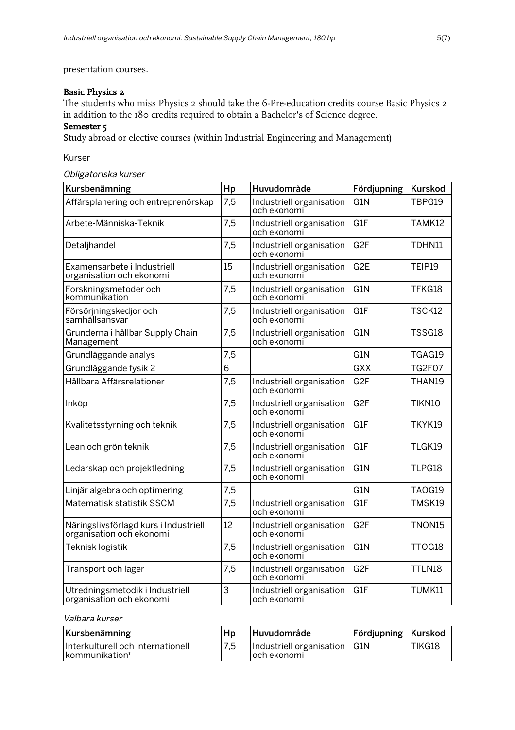presentation courses.

### Basic Physics 2

The students who miss Physics 2 should take the 6-Pre-education credits course Basic Physics 2 in addition to the 180 credits required to obtain a Bachelor's of Science degree.

### Semester 5

Study abroad or elective courses (within Industrial Engineering and Management)

Kurser

*Obligatoriska kurser*

| Kursbenämning | Hp | Huvudområde | Fördjupning | Kurskod |
|---|---|---|---|---|
| Affärsplanering och entreprenörskap | 7,5 | Industriell organisation och ekonomi | G1N | TBPG19 |
| Arbete-Människa-Teknik | 7,5 | Industriell organisation och ekonomi | G1F | TAMK12 |
| Detaljhandel | 7,5 | Industriell organisation och ekonomi | G2F | TDHN11 |
| Examensarbete i Industriell organisation och ekonomi | 15 | Industriell organisation och ekonomi | G2E | TEIP19 |
| Forskningsmetoder och kommunikation | 7,5 | Industriell organisation och ekonomi | G1N | TFKG18 |
| Försörjningskedjor och samhällsansvar | 7,5 | Industriell organisation och ekonomi | G1F | TSCK12 |
| Grunderna i hållbar Supply Chain Management | 7,5 | Industriell organisation och ekonomi | G1N | TSSG18 |
| Grundläggande analys | 7,5 | | G1N | TGAG19 |
| Grundläggande fysik 2 | 6 | | GXX | TG2F07 |
| Hållbara Affärsrelationer | 7,5 | Industriell organisation och ekonomi | G2F | THAN19 |
| Inköp | 7,5 | Industriell organisation och ekonomi | G2F | TIKN10 |
| Kvalitetsstyrning och teknik | 7,5 | Industriell organisation och ekonomi | G1F | TKYK19 |
| Lean och grön teknik | 7,5 | Industriell organisation och ekonomi | G1F | TLGK19 |
| Ledarskap och projektledning | 7,5 | Industriell organisation och ekonomi | G1N | TLPG18 |
| Linjär algebra och optimering | 7,5 | | G1N | TAOG19 |
| Matematisk statistik SSCM | 7,5 | Industriell organisation och ekonomi | G1F | TMSK19 |
| Näringslivsförlagd kurs i Industriell organisation och ekonomi | 12 | Industriell organisation och ekonomi | G2F | TNON15 |
| Teknisk logistik | 7,5 | Industriell organisation och ekonomi | G1N | TTOG18 |
| Transport och lager | 7,5 | Industriell organisation och ekonomi | G2F | TTLN18 |
| Utredningsmetodik i Industriell organisation och ekonomi | 3 | Industriell organisation och ekonomi | G1F | TUMK11 |

*Valbara kurser*

| Kursbenämning | Hp | Huvudområde | Fördjupning | Kurskod |
|---|---|---|---|---|
| Interkulturell och internationell kommunikation[1] | 7,5 | Industriell organisation och ekonomi | G1N | TIKG18 |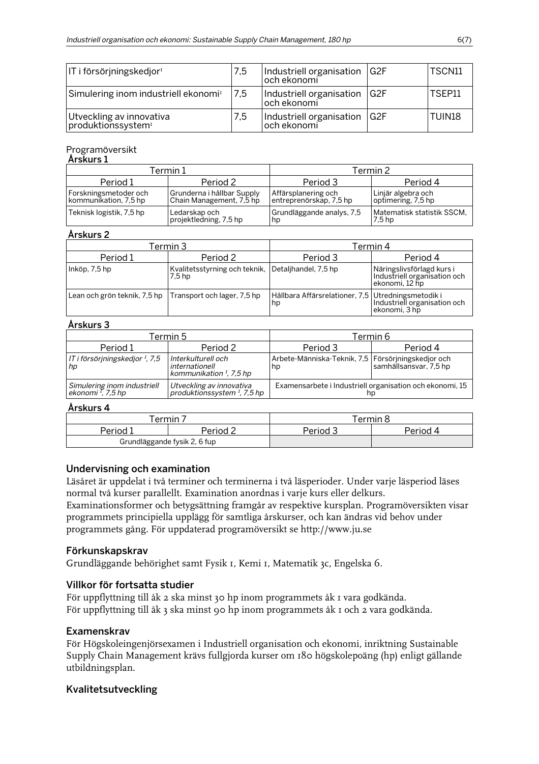| | | | | |
|---|---|---|---|---|
| IT i försörjningskedjor[1] | 7,5 | Industriell organisation och ekonomi | G2F | TSCN11 |
| Simulering inom industriell ekonomi[1] | 7,5 | Industriell organisation och ekonomi | G2F | TSEP11 |
| Utveckling av innovativa produktionssystem[1] | 7,5 | Industriell organisation och ekonomi | G2F | TUIN18 |

Programöversikt

**Årskurs 1**

| Termin 1 | | Termin 2 | |
|---|---|---|---|
| Period 1 | Period 2 | Period 3 | Period 4 |
| Forskningsmetoder och kommunikation, 7,5 hp | Grunderna i hållbar Supply Chain Management, 7,5 hp | Affärsplanering och entreprenörskap, 7,5 hp | Linjär algebra och optimering, 7,5 hp |
| Teknisk logistik, 7,5 hp | Ledarskap och projektledning, 7,5 hp | Grundläggande analys, 7,5 hp | Matematisk statistik SSCM, 7,5 hp |

**Årskurs 2**

| Termin 3 | | Termin 4 | |
|---|---|---|---|
| Period 1 | Period 2 | Period 3 | Period 4 |
| Inköp, 7,5 hp | Kvalitetsstyrning och teknik, 7,5 hp | Detaljhandel, 7,5 hp | Näringslivsförlagd kurs i Industriell organisation och ekonomi, 12 hp |
| Lean och grön teknik, 7,5 hp | Transport och lager, 7,5 hp | Hållbara Affärsrelationer, 7,5 hp | Utredningsmetodik i Industriell organisation och ekonomi, 3 hp |

**Årskurs 3**

| Termin 5 | | Termin 6 | |
|---|---|---|---|
| Period 1 | Period 2 | Period 3 | Period 4 |
| *IT i försörjningskedjor [1], 7,5 hp* | *Interkulturell och internationell kommunikation [1], 7,5 hp* | Arbete-Människa-Teknik, 7,5 hp | Försörjningskedjor och samhällsansvar, 7,5 hp |
| *Simulering inom industriell ekonomi [1], 7,5 hp* | *Utveckling av innovativa produktionssystem [1], 7,5 hp* | Examensarbete i Industriell organisation och ekonomi, 15 hp | |

**Årskurs 4**

| Termin 7 | | Termin 8 | |
|---|---|---|---|
| Period 1 | Period 2 | Period 3 | Period 4 |
| Grundläggande fysik 2, 6 fup | | | |

## Undervisning och examination

Läsåret är uppdelat i två terminer och terminerna i två läsperioder. Under varje läsperiod läses normal två kurser parallellt. Examination anordnas i varje kurs eller delkurs. Examinationsformer och betygsättning framgår av respektive kursplan. Programöversikten visar programmets principiella upplägg för samtliga årskurser, och kan ändras vid behov under programmets gång. För uppdaterad programöversikt se http://www.ju.se

## Förkunskapskrav

Grundläggande behörighet samt Fysik 1, Kemi 1, Matematik 3c, Engelska 6.

## Villkor för fortsatta studier

För uppflyttning till åk 2 ska minst 30 hp inom programmets åk 1 vara godkända.
För uppflyttning till åk 3 ska minst 90 hp inom programmets åk 1 och 2 vara godkända.

## Examenskrav

För Högskoleingenjörsexamen i Industriell organisation och ekonomi, inriktning Sustainable Supply Chain Management krävs fullgjorda kurser om 180 högskolepoäng (hp) enligt gällande utbildningsplan.

## Kvalitetsutveckling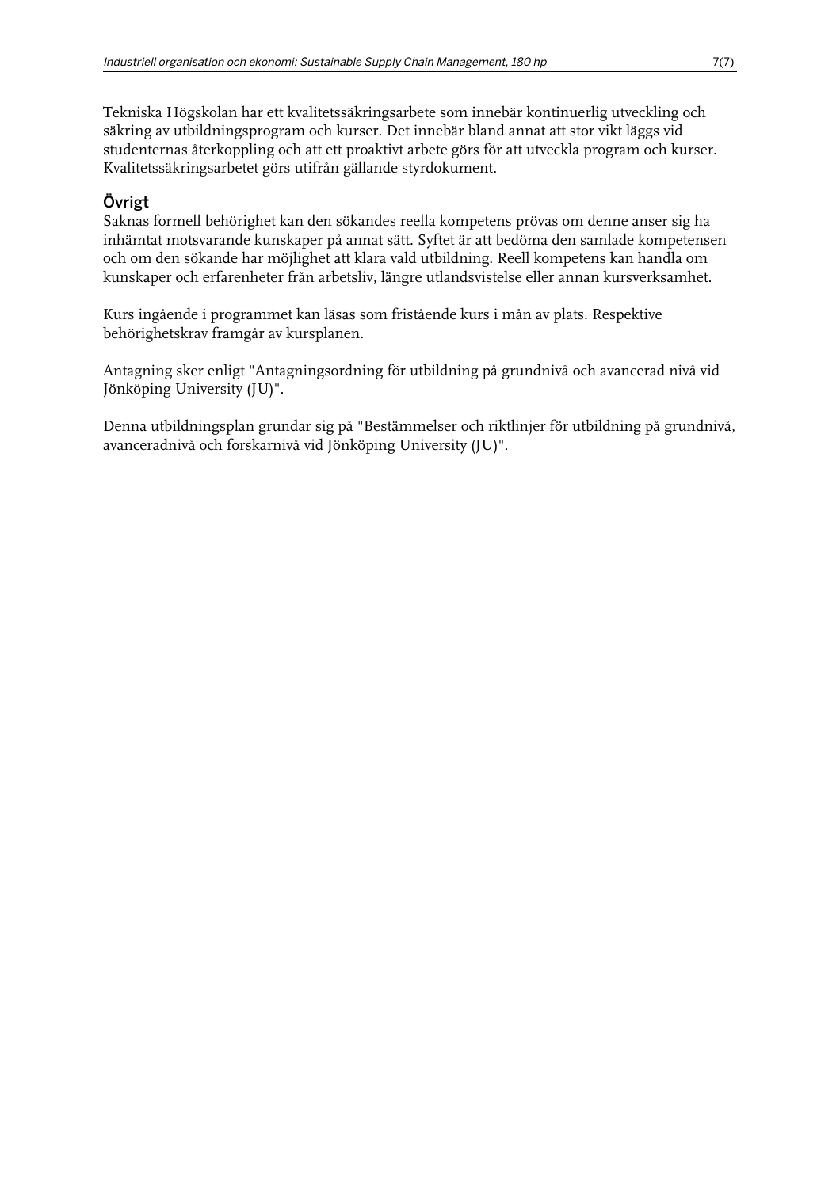Tekniska Högskolan har ett kvalitetssäkringsarbete som innebär kontinuerlig utveckling och säkring av utbildningsprogram och kurser. Det innebär bland annat att stor vikt läggs vid studenternas återkoppling och att ett proaktivt arbete görs för att utveckla program och kurser. Kvalitetssäkringsarbetet görs utifrån gällande styrdokument.

## Övrigt

Saknas formell behörighet kan den sökandes reella kompetens prövas om denne anser sig ha inhämtat motsvarande kunskaper på annat sätt. Syftet är att bedöma den samlade kompetensen och om den sökande har möjlighet att klara vald utbildning. Reell kompetens kan handla om kunskaper och erfarenheter från arbetsliv, längre utlandsvistelse eller annan kursverksamhet.

Kurs ingående i programmet kan läsas som fristående kurs i mån av plats. Respektive behörighetskrav framgår av kursplanen.

Antagning sker enligt "Antagningsordning för utbildning på grundnivå och avancerad nivå vid Jönköping University (JU)".

Denna utbildningsplan grundar sig på "Bestämmelser och riktlinjer för utbildning på grundnivå, avanceradnivå och forskarnivå vid Jönköping University (JU)".